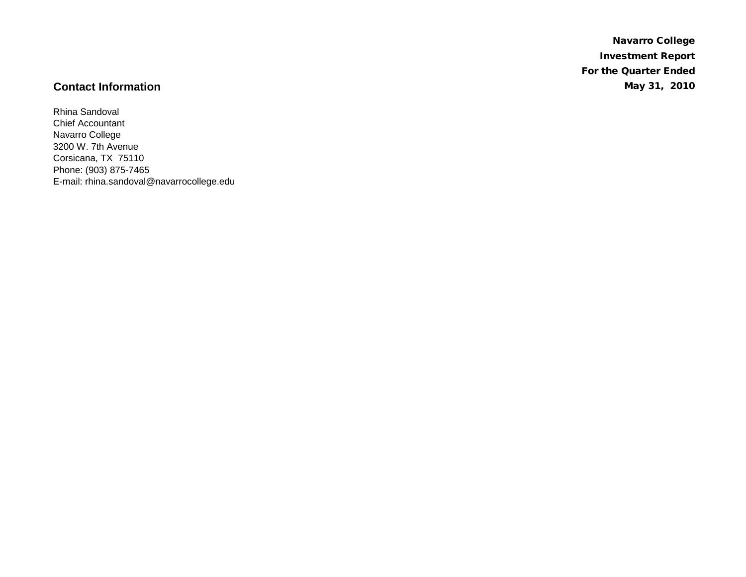**Navarro College**

**Investment Report**

**For the Quarter Ended**

**May 31, 2010**

## Contact Information

Rhina Sandoval
Chief Accountant
Navarro College
3200 W. 7th Avenue
Corsicana, TX 75110
Phone: (903) 875-7465
E-mail: rhina.sandoval@navarrocollege.edu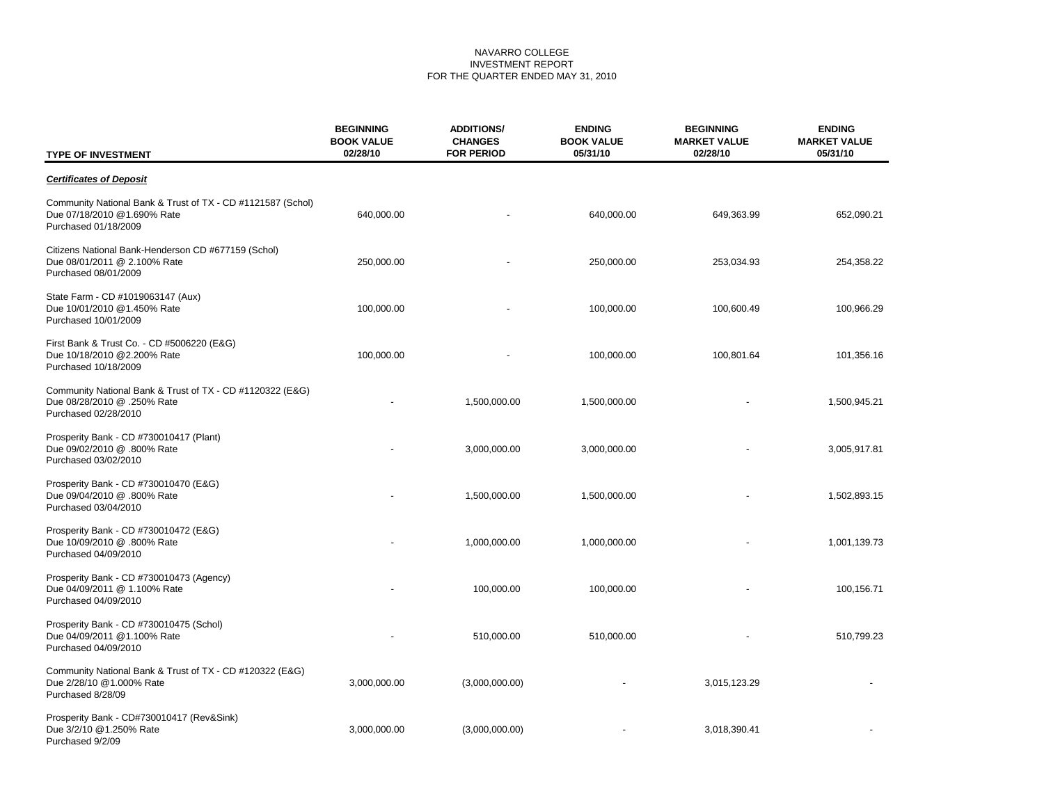NAVARRO COLLEGE
INVESTMENT REPORT
FOR THE QUARTER ENDED MAY 31, 2010

| TYPE OF INVESTMENT | BEGINNING BOOK VALUE 02/28/10 | ADDITIONS/ CHANGES FOR PERIOD | ENDING BOOK VALUE 05/31/10 | BEGINNING MARKET VALUE 02/28/10 | ENDING MARKET VALUE 05/31/10 |
|---|---|---|---|---|---|
| ***Certificates of Deposit*** | | | | | |
| Community National Bank & Trust of TX - CD #1121587 (Schol) Due 07/18/2010 @1.690% Rate Purchased 01/18/2009 | 640,000.00 | - | 640,000.00 | 649,363.99 | 652,090.21 |
| Citizens National Bank-Henderson CD #677159 (Schol) Due 08/01/2011 @ 2.100% Rate Purchased 08/01/2009 | 250,000.00 | - | 250,000.00 | 253,034.93 | 254,358.22 |
| State Farm - CD #1019063147 (Aux) Due 10/01/2010 @1.450% Rate Purchased 10/01/2009 | 100,000.00 | - | 100,000.00 | 100,600.49 | 100,966.29 |
| First Bank & Trust Co. - CD #5006220 (E&G) Due 10/18/2010 @2.200% Rate Purchased 10/18/2009 | 100,000.00 | - | 100,000.00 | 100,801.64 | 101,356.16 |
| Community National Bank & Trust of TX - CD #1120322 (E&G) Due 08/28/2010 @ .250% Rate Purchased 02/28/2010 | - | 1,500,000.00 | 1,500,000.00 | - | 1,500,945.21 |
| Prosperity Bank - CD #730010417 (Plant) Due 09/02/2010 @ .800% Rate Purchased 03/02/2010 | - | 3,000,000.00 | 3,000,000.00 | - | 3,005,917.81 |
| Prosperity Bank - CD #730010470 (E&G) Due 09/04/2010 @ .800% Rate Purchased 03/04/2010 | - | 1,500,000.00 | 1,500,000.00 | - | 1,502,893.15 |
| Prosperity Bank - CD #730010472 (E&G) Due 10/09/2010 @ .800% Rate Purchased 04/09/2010 | - | 1,000,000.00 | 1,000,000.00 | - | 1,001,139.73 |
| Prosperity Bank - CD #730010473 (Agency) Due 04/09/2011 @ 1.100% Rate Purchased 04/09/2010 | - | 100,000.00 | 100,000.00 | - | 100,156.71 |
| Prosperity Bank - CD #730010475 (Schol) Due 04/09/2011 @1.100% Rate Purchased 04/09/2010 | - | 510,000.00 | 510,000.00 | - | 510,799.23 |
| Community National Bank & Trust of TX - CD #120322 (E&G) Due 2/28/10 @1.000% Rate Purchased 8/28/09 | 3,000,000.00 | (3,000,000.00) | - | 3,015,123.29 | - |
| Prosperity Bank - CD#730010417 (Rev&Sink) Due 3/2/10 @1.250% Rate Purchased 9/2/09 | 3,000,000.00 | (3,000,000.00) | - | 3,018,390.41 | - |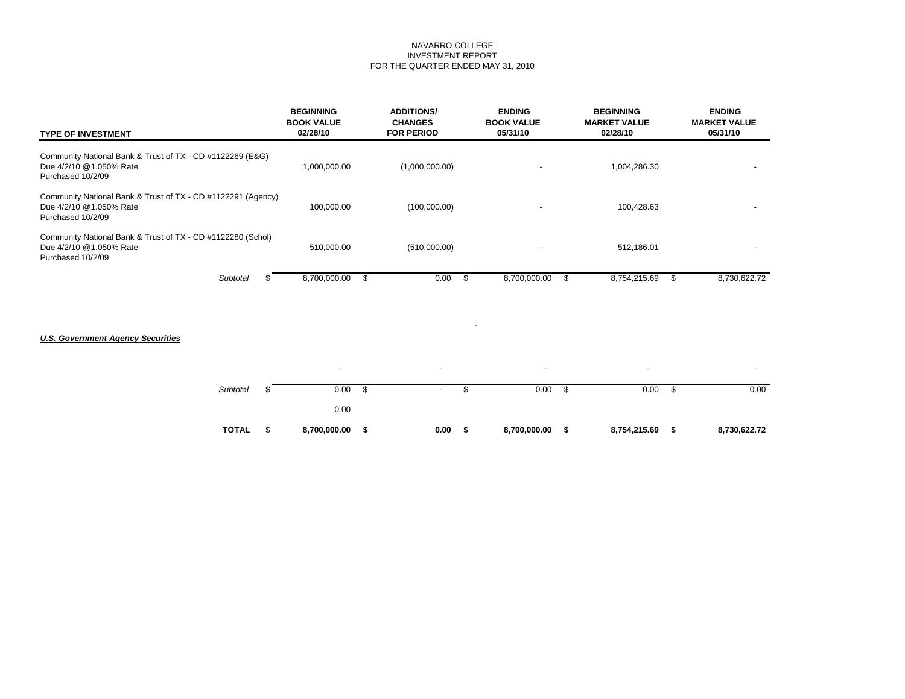NAVARRO COLLEGE
INVESTMENT REPORT
FOR THE QUARTER ENDED MAY 31, 2010

| TYPE OF INVESTMENT | BEGINNING BOOK VALUE 02/28/10 | ADDITIONS/ CHANGES FOR PERIOD | ENDING BOOK VALUE 05/31/10 | BEGINNING MARKET VALUE 02/28/10 | ENDING MARKET VALUE 05/31/10 |
|---|---|---|---|---|---|
| Community National Bank & Trust of TX - CD #1122269 (E&G) Due 4/2/10 @1.050% Rate Purchased 10/2/09 | 1,000,000.00 | (1,000,000.00) | - | 1,004,286.30 | - |
| Community National Bank & Trust of TX - CD #1122291 (Agency) Due 4/2/10 @1.050% Rate Purchased 10/2/09 | 100,000.00 | (100,000.00) | - | 100,428.63 | - |
| Community National Bank & Trust of TX - CD #1122280 (Schol) Due 4/2/10 @1.050% Rate Purchased 10/2/09 | 510,000.00 | (510,000.00) | - | 512,186.01 | - |
| *Subtotal* | $ 8,700,000.00 | $ 0.00 | $ 8,700,000.00 | $ 8,754,215.69 | $ 8,730,622.72 |
| ***U.S. Government Agency Securities*** | | | | | |
| | - | - | - | - | - |
| *Subtotal* | $ 0.00 | $ - | $ 0.00 | $ 0.00 | $ 0.00 |
| | 0.00 | | | | |
| **TOTAL** | **$ 8,700,000.00** | **$ 0.00** | **$ 8,700,000.00** | **$ 8,754,215.69** | **$ 8,730,622.72** |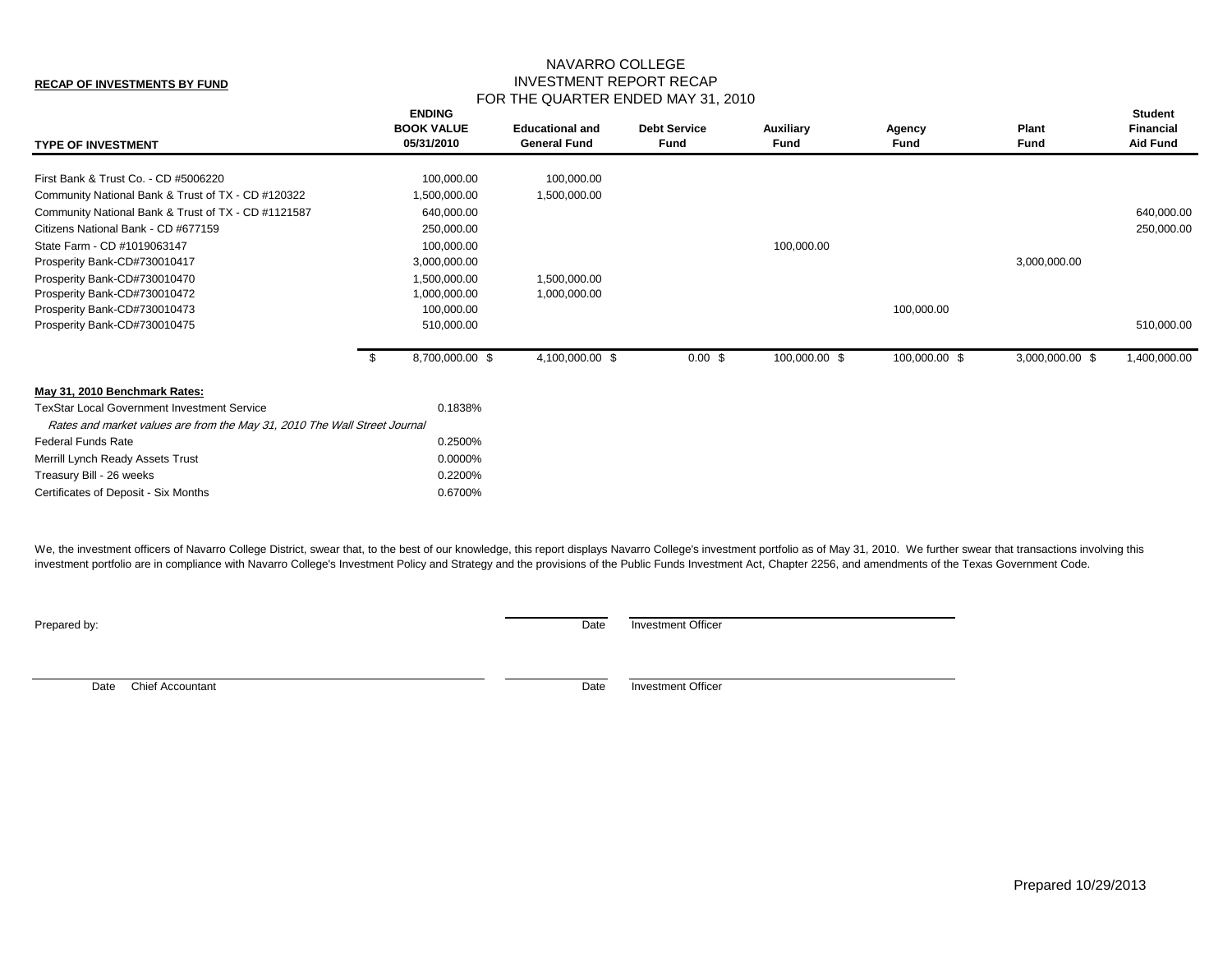**RECAP OF INVESTMENTS BY FUND**

# NAVARRO COLLEGE
## INVESTMENT REPORT RECAP
### FOR THE QUARTER ENDED MAY 31, 2010

| TYPE OF INVESTMENT | ENDING BOOK VALUE 05/31/2010 | Educational and General Fund | Debt Service Fund | Auxiliary Fund | Agency Fund | Plant Fund | Student Financial Aid Fund |
|---|---|---|---|---|---|---|---|
| First Bank & Trust Co. - CD #5006220 | 100,000.00 | 100,000.00 | | | | | |
| Community National Bank & Trust of TX - CD #120322 | 1,500,000.00 | 1,500,000.00 | | | | | |
| Community National Bank & Trust of TX - CD #1121587 | 640,000.00 | | | | | | 640,000.00 |
| Citizens National Bank - CD #677159 | 250,000.00 | | | | | | 250,000.00 |
| State Farm - CD #1019063147 | 100,000.00 | | | 100,000.00 | | | |
| Prosperity Bank-CD#730010417 | 3,000,000.00 | | | | | 3,000,000.00 | |
| Prosperity Bank-CD#730010470 | 1,500,000.00 | 1,500,000.00 | | | | | |
| Prosperity Bank-CD#730010472 | 1,000,000.00 | 1,000,000.00 | | | | | |
| Prosperity Bank-CD#730010473 | 100,000.00 | | | | 100,000.00 | | |
| Prosperity Bank-CD#730010475 | 510,000.00 | | | | | | 510,000.00 |
| | $ 8,700,000.00 | $ 4,100,000.00 | $ 0.00 | $ 100,000.00 | $ 100,000.00 | $ 3,000,000.00 | $ 1,400,000.00 |

**May 31, 2010 Benchmark Rates:**

| | |
|---|---|
| TexStar Local Government Investment Service | 0.1838% |
| *Rates and market values are from the May 31, 2010 The Wall Street Journal* | |
| Federal Funds Rate | 0.2500% |
| Merrill Lynch Ready Assets Trust | 0.0000% |
| Treasury Bill - 26 weeks | 0.2200% |
| Certificates of Deposit - Six Months | 0.6700% |

We, the investment officers of Navarro College District, swear that, to the best of our knowledge, this report displays Navarro College's investment portfolio as of May 31, 2010. We further swear that transactions involving this investment portfolio are in compliance with Navarro College's Investment Policy and Strategy and the provisions of the Public Funds Investment Act, Chapter 2256, and amendments of the Texas Government Code.

Prepared by:

Date Investment Officer

Date Chief Accountant

Date Investment Officer

Prepared 10/29/2013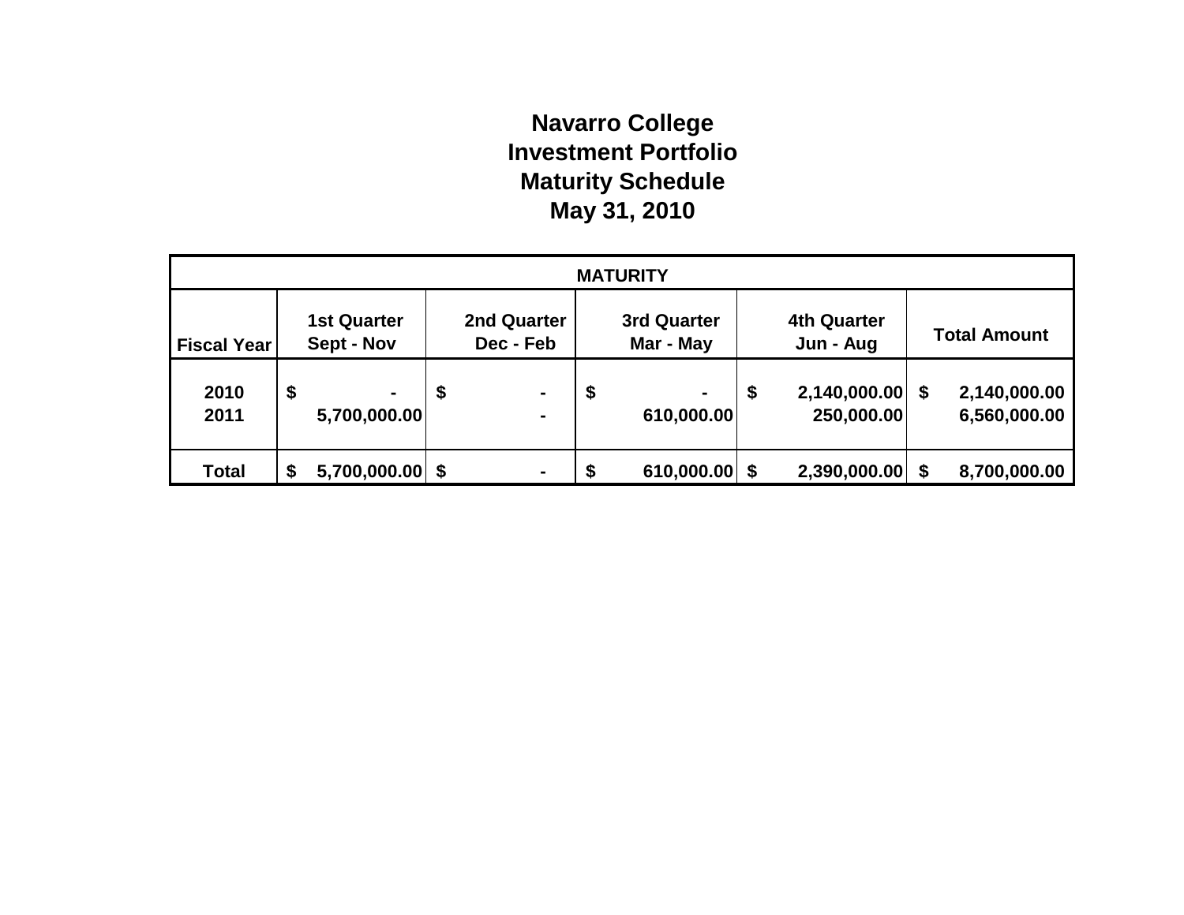# Navarro College
## Investment Portfolio
## Maturity Schedule
## May 31, 2010

| MATURITY | | | | | |
|---|---|---|---|---|---|
| **Fiscal Year** | **1st Quarter Sept - Nov** | **2nd Quarter Dec - Feb** | **3rd Quarter Mar - May** | **4th Quarter Jun - Aug** | **Total Amount** |
| 2010 | $ - | $ - | $ - | $ 2,140,000.00 | $ 2,140,000.00 |
| 2011 | 5,700,000.00 | - | 610,000.00 | 250,000.00 | 6,560,000.00 |
| **Total** | **$ 5,700,000.00** | **$ -** | **$ 610,000.00** | **$ 2,390,000.00** | **$ 8,700,000.00** |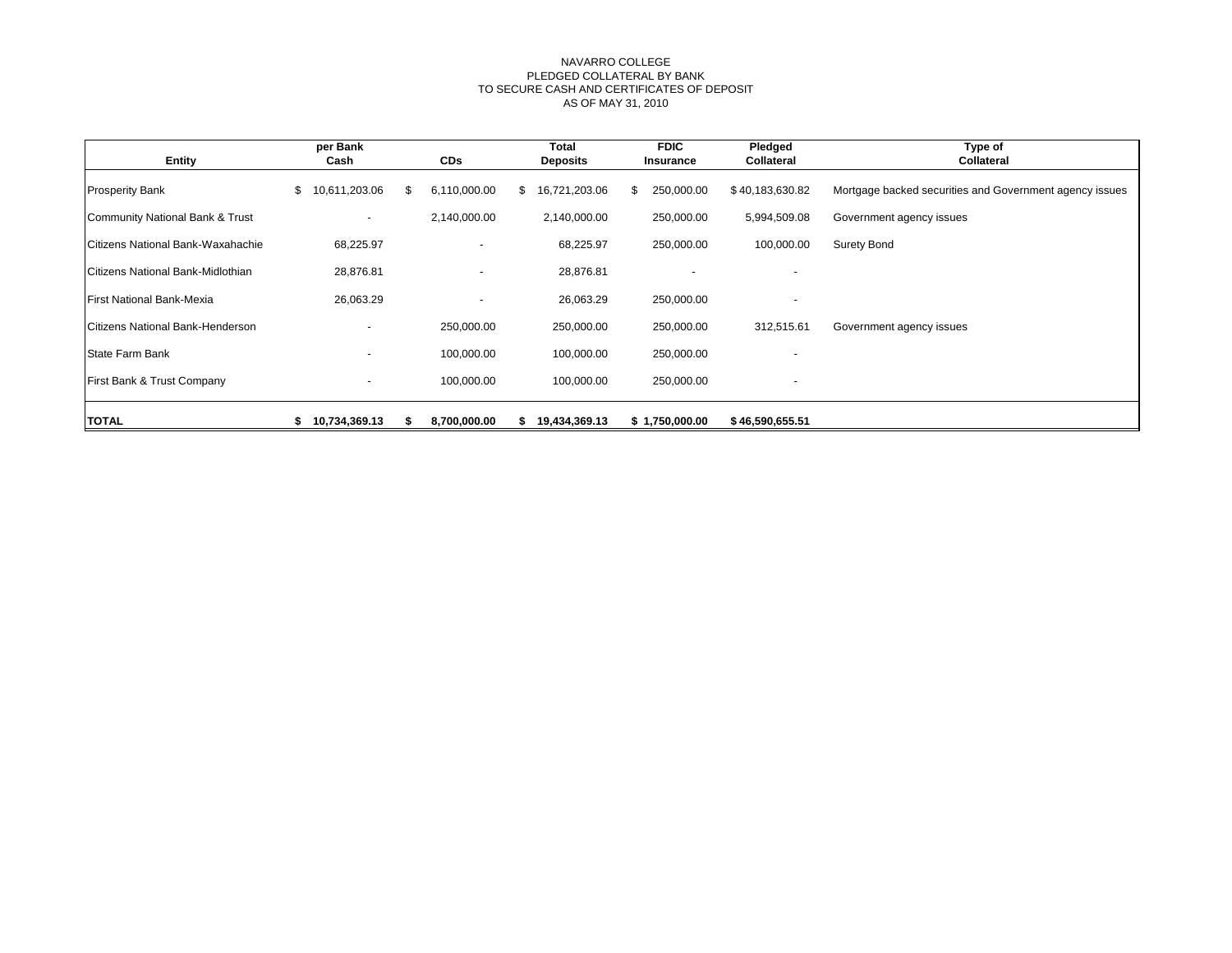NAVARRO COLLEGE
PLEDGED COLLATERAL BY BANK
TO SECURE CASH AND CERTIFICATES OF DEPOSIT
AS OF MAY 31, 2010

| Entity | per Bank Cash | CDs | Total Deposits | FDIC Insurance | Pledged Collateral | Type of Collateral |
|---|---|---|---|---|---|---|
| Prosperity Bank | $ 10,611,203.06 | $ 6,110,000.00 | $ 16,721,203.06 | $ 250,000.00 | $ 40,183,630.82 | Mortgage backed securities and Government agency issues |
| Community National Bank & Trust | - | 2,140,000.00 | 2,140,000.00 | 250,000.00 | 5,994,509.08 | Government agency issues |
| Citizens National Bank-Waxahachie | 68,225.97 | - | 68,225.97 | 250,000.00 | 100,000.00 | Surety Bond |
| Citizens National Bank-Midlothian | 28,876.81 | - | 28,876.81 | - | - | |
| First National Bank-Mexia | 26,063.29 | - | 26,063.29 | 250,000.00 | - | |
| Citizens National Bank-Henderson | - | 250,000.00 | 250,000.00 | 250,000.00 | 312,515.61 | Government agency issues |
| State Farm Bank | - | 100,000.00 | 100,000.00 | 250,000.00 | - | |
| First Bank & Trust Company | - | 100,000.00 | 100,000.00 | 250,000.00 | - | |
| **TOTAL** | **$ 10,734,369.13** | **$ 8,700,000.00** | **$ 19,434,369.13** | **$ 1,750,000.00** | **$ 46,590,655.51** | |